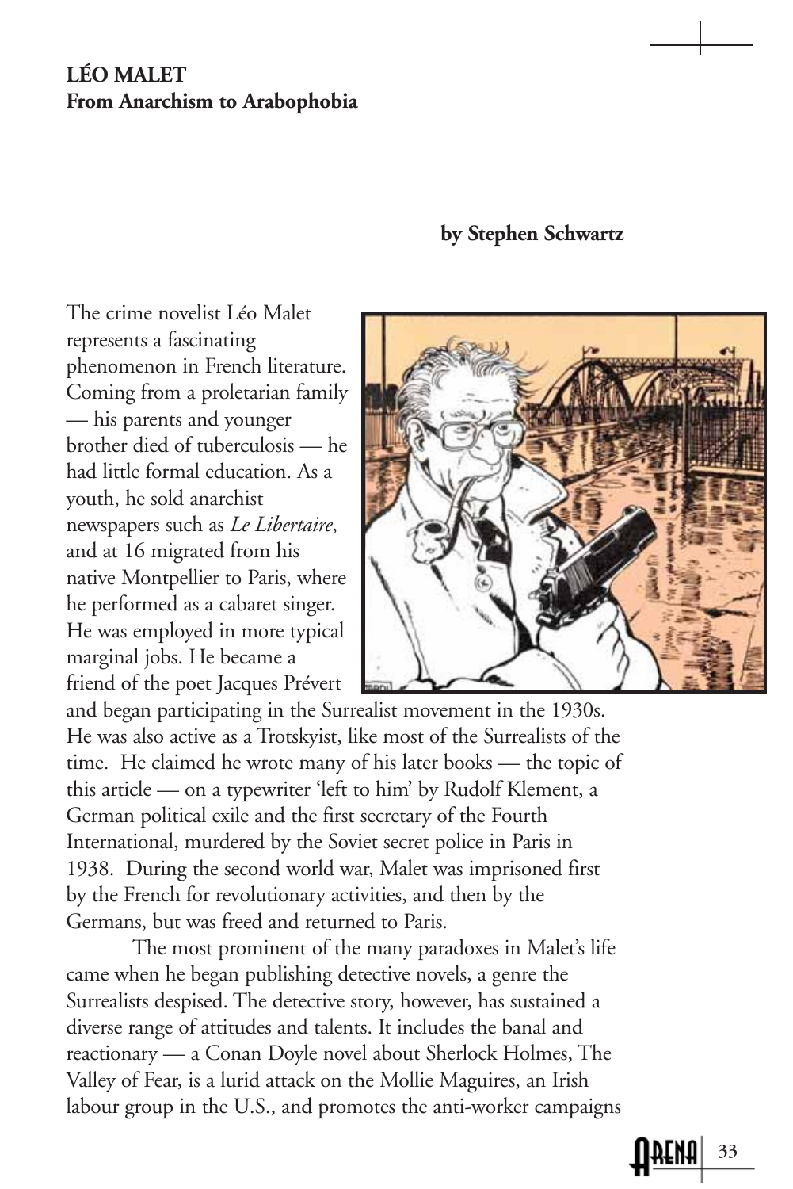**LÉO MALET**
**From Anarchism to Arabophobia**

**by Stephen Schwartz**

The crime novelist Léo Malet represents a fascinating phenomenon in French literature. Coming from a proletarian family — his parents and younger brother died of tuberculosis — he had little formal education. As a youth, he sold anarchist newspapers such as *Le Libertaire*, and at 16 migrated from his native Montpellier to Paris, where he performed as a cabaret singer. He was employed in more typical marginal jobs. He became a friend of the poet Jacques Prévert and began participating in the Surrealist movement in the 1930s. He was also active as a Trotskyist, like most of the Surrealists of the time. He claimed he wrote many of his later books — the topic of this article — on a typewriter 'left to him' by Rudolf Klement, a German political exile and the first secretary of the Fourth International, murdered by the Soviet secret police in Paris in 1938. During the second world war, Malet was imprisoned first by the French for revolutionary activities, and then by the Germans, but was freed and returned to Paris.

The most prominent of the many paradoxes in Malet's life came when he began publishing detective novels, a genre the Surrealists despised. The detective story, however, has sustained a diverse range of attitudes and talents. It includes the banal and reactionary — a Conan Doyle novel about Sherlock Holmes, The Valley of Fear, is a lurid attack on the Mollie Maguires, an Irish labour group in the U.S., and promotes the anti-worker campaigns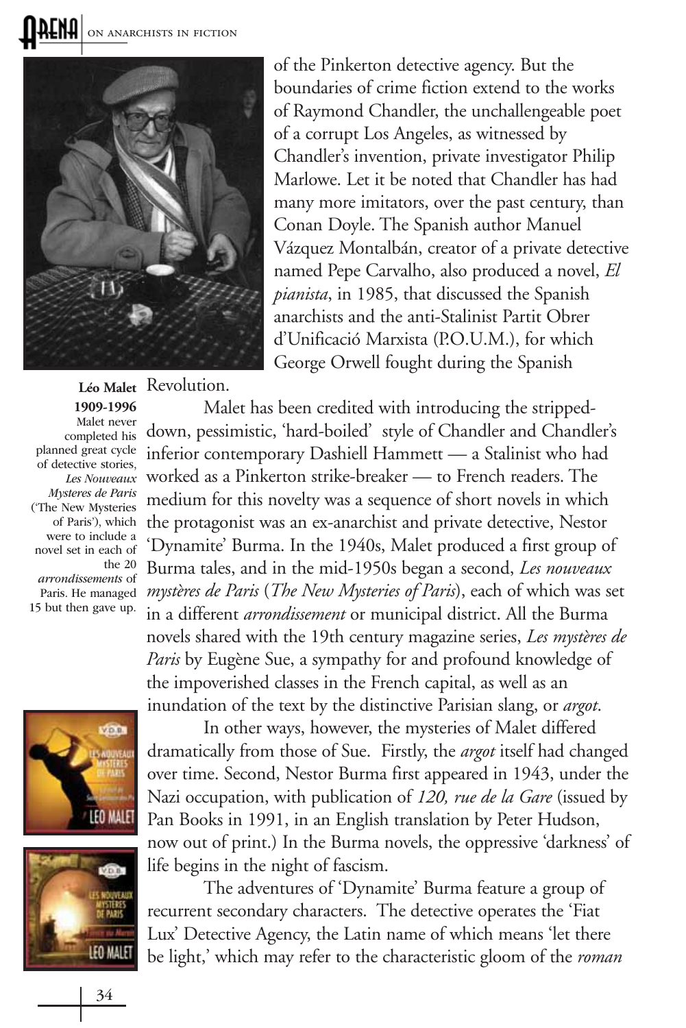of the Pinkerton detective agency. But the boundaries of crime fiction extend to the works of Raymond Chandler, the unchallengeable poet of a corrupt Los Angeles, as witnessed by Chandler's invention, private investigator Philip Marlowe. Let it be noted that Chandler has had many more imitators, over the past century, than Conan Doyle. The Spanish author Manuel Vázquez Montalbán, creator of a private detective named Pepe Carvalho, also produced a novel, *El pianista*, in 1985, that discussed the Spanish anarchists and the anti-Stalinist Partit Obrer d'Unificació Marxista (P.O.U.M.), for which George Orwell fought during the Spanish Revolution.

**Léo Malet 1909-1996**
Malet never completed his planned great cycle of detective stories, *Les Nouveaux Mysteres de Paris* ('The New Mysteries of Paris'), which were to include a novel set in each of the 20 *arrondissements* of Paris. He managed 15 but then gave up.

Malet has been credited with introducing the stripped-down, pessimistic, 'hard-boiled' style of Chandler and Chandler's inferior contemporary Dashiell Hammett — a Stalinist who had worked as a Pinkerton strike-breaker — to French readers. The medium for this novelty was a sequence of short novels in which the protagonist was an ex-anarchist and private detective, Nestor 'Dynamite' Burma. In the 1940s, Malet produced a first group of Burma tales, and in the mid-1950s began a second, *Les nouveaux mystères de Paris* (*The New Mysteries of Paris*), each of which was set in a different *arrondissement* or municipal district. All the Burma novels shared with the 19th century magazine series, *Les mystères de Paris* by Eugène Sue, a sympathy for and profound knowledge of the impoverished classes in the French capital, as well as an inundation of the text by the distinctive Parisian slang, or *argot*.

In other ways, however, the mysteries of Malet differed dramatically from those of Sue. Firstly, the *argot* itself had changed over time. Second, Nestor Burma first appeared in 1943, under the Nazi occupation, with publication of *120, rue de la Gare* (issued by Pan Books in 1991, in an English translation by Peter Hudson, now out of print.) In the Burma novels, the oppressive 'darkness' of life begins in the night of fascism.

The adventures of 'Dynamite' Burma feature a group of recurrent secondary characters. The detective operates the 'Fiat Lux' Detective Agency, the Latin name of which means 'let there be light,' which may refer to the characteristic gloom of the *roman*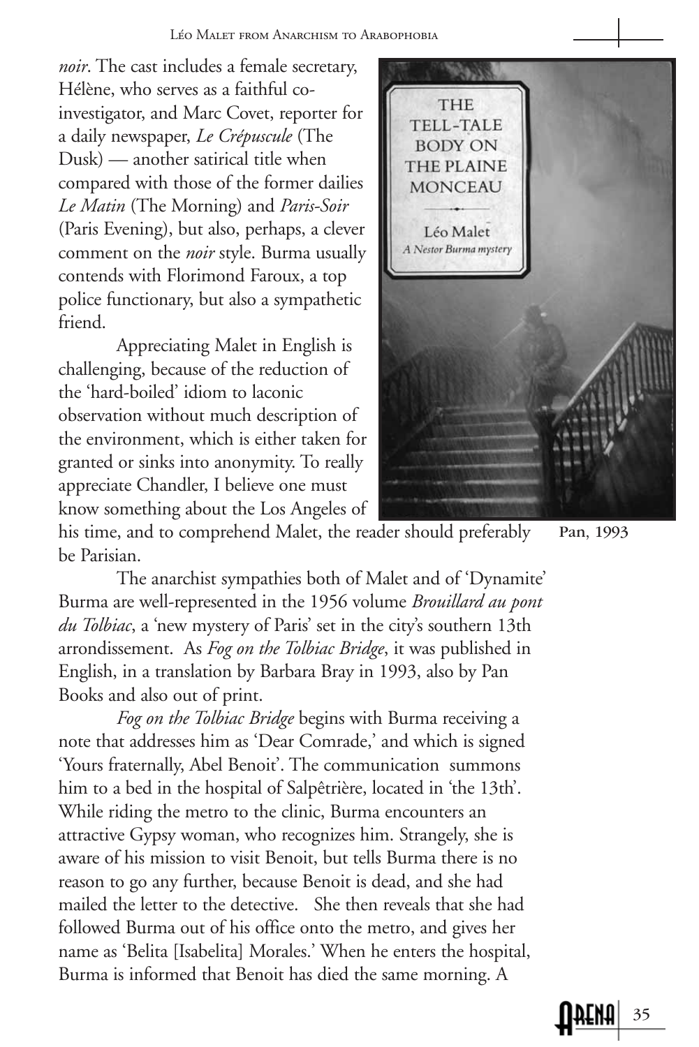*noir*. The cast includes a female secretary, Hélène, who serves as a faithful co-investigator, and Marc Covet, reporter for a daily newspaper, *Le Crépuscule* (The Dusk) — another satirical title when compared with those of the former dailies *Le Matin* (The Morning) and *Paris-Soir* (Paris Evening), but also, perhaps, a clever comment on the *noir* style. Burma usually contends with Florimond Faroux, a top police functionary, but also a sympathetic friend.

Appreciating Malet in English is challenging, because of the reduction of the 'hard-boiled' idiom to laconic observation without much description of the environment, which is either taken for granted or sinks into anonymity. To really appreciate Chandler, I believe one must know something about the Los Angeles of his time, and to comprehend Malet, the reader should preferably be Parisian.

Pan, 1993

The anarchist sympathies both of Malet and of 'Dynamite' Burma are well-represented in the 1956 volume *Brouillard au pont du Tolbiac*, a 'new mystery of Paris' set in the city's southern 13th arrondissement. As *Fog on the Tolbiac Bridge*, it was published in English, in a translation by Barbara Bray in 1993, also by Pan Books and also out of print.

*Fog on the Tolbiac Bridge* begins with Burma receiving a note that addresses him as 'Dear Comrade,' and which is signed 'Yours fraternally, Abel Benoit'. The communication summons him to a bed in the hospital of Salpêtrière, located in 'the 13th'. While riding the metro to the clinic, Burma encounters an attractive Gypsy woman, who recognizes him. Strangely, she is aware of his mission to visit Benoit, but tells Burma there is no reason to go any further, because Benoit is dead, and she had mailed the letter to the detective. She then reveals that she had followed Burma out of his office onto the metro, and gives her name as 'Belita [Isabelita] Morales.' When he enters the hospital, Burma is informed that Benoit has died the same morning. A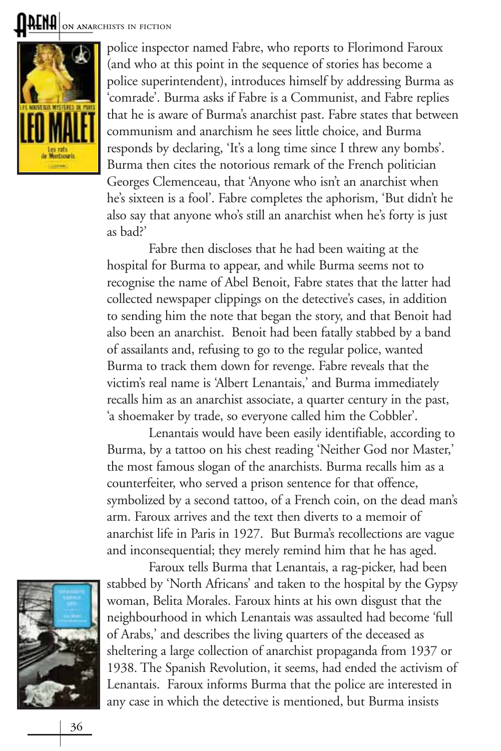police inspector named Fabre, who reports to Florimond Faroux (and who at this point in the sequence of stories has become a police superintendent), introduces himself by addressing Burma as 'comrade'. Burma asks if Fabre is a Communist, and Fabre replies that he is aware of Burma's anarchist past. Fabre states that between communism and anarchism he sees little choice, and Burma responds by declaring, 'It's a long time since I threw any bombs'. Burma then cites the notorious remark of the French politician Georges Clemenceau, that 'Anyone who isn't an anarchist when he's sixteen is a fool'. Fabre completes the aphorism, 'But didn't he also say that anyone who's still an anarchist when he's forty is just as bad?'

Fabre then discloses that he had been waiting at the hospital for Burma to appear, and while Burma seems not to recognise the name of Abel Benoit, Fabre states that the latter had collected newspaper clippings on the detective's cases, in addition to sending him the note that began the story, and that Benoit had also been an anarchist. Benoit had been fatally stabbed by a band of assailants and, refusing to go to the regular police, wanted Burma to track them down for revenge. Fabre reveals that the victim's real name is 'Albert Lenantais,' and Burma immediately recalls him as an anarchist associate, a quarter century in the past, 'a shoemaker by trade, so everyone called him the Cobbler'.

Lenantais would have been easily identifiable, according to Burma, by a tattoo on his chest reading 'Neither God nor Master,' the most famous slogan of the anarchists. Burma recalls him as a counterfeiter, who served a prison sentence for that offence, symbolized by a second tattoo, of a French coin, on the dead man's arm. Faroux arrives and the text then diverts to a memoir of anarchist life in Paris in 1927. But Burma's recollections are vague and inconsequential; they merely remind him that he has aged.

Faroux tells Burma that Lenantais, a rag-picker, had been stabbed by 'North Africans' and taken to the hospital by the Gypsy woman, Belita Morales. Faroux hints at his own disgust that the neighbourhood in which Lenantais was assaulted had become 'full of Arabs,' and describes the living quarters of the deceased as sheltering a large collection of anarchist propaganda from 1937 or 1938. The Spanish Revolution, it seems, had ended the activism of Lenantais. Faroux informs Burma that the police are interested in any case in which the detective is mentioned, but Burma insists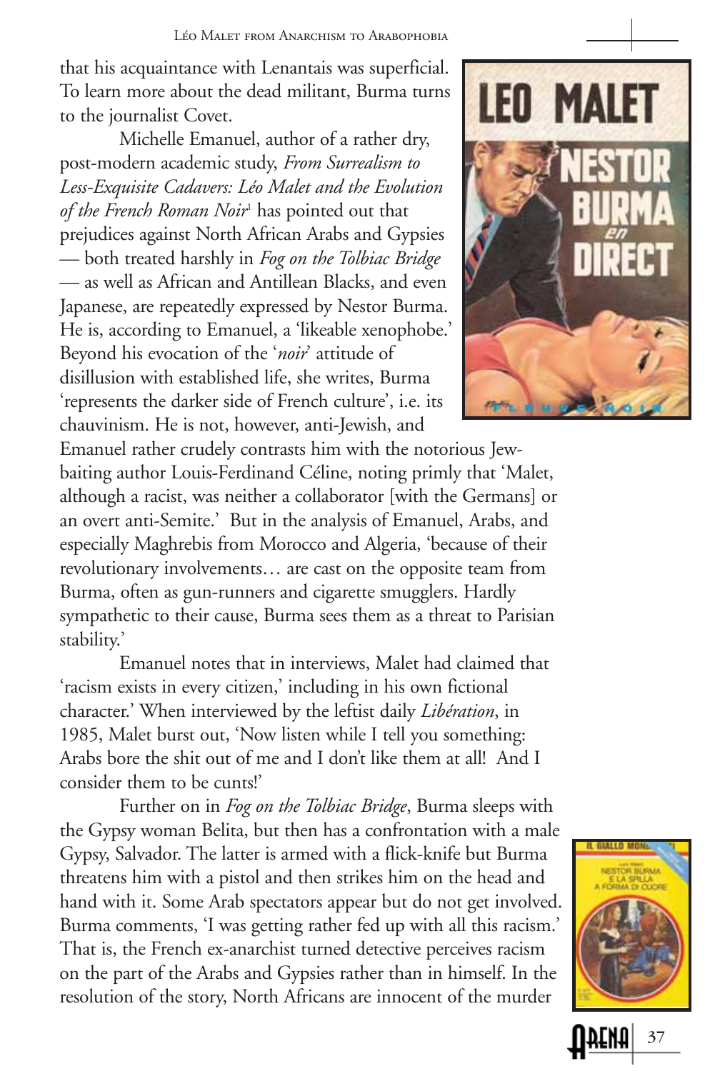that his acquaintance with Lenantais was superficial. To learn more about the dead militant, Burma turns to the journalist Covet.

Michelle Emanuel, author of a rather dry, post-modern academic study, *From Surrealism to Less-Exquisite Cadavers: Léo Malet and the Evolution of the French Roman Noir*[1] has pointed out that prejudices against North African Arabs and Gypsies — both treated harshly in *Fog on the Tolbiac Bridge* — as well as African and Antillean Blacks, and even Japanese, are repeatedly expressed by Nestor Burma. He is, according to Emanuel, a 'likeable xenophobe.' Beyond his evocation of the '*noir*' attitude of disillusion with established life, she writes, Burma 'represents the darker side of French culture', i.e. its chauvinism. He is not, however, anti-Jewish, and Emanuel rather crudely contrasts him with the notorious Jew-baiting author Louis-Ferdinand Céline, noting primly that 'Malet, although a racist, was neither a collaborator [with the Germans] or an overt anti-Semite.' But in the analysis of Emanuel, Arabs, and especially Maghrebis from Morocco and Algeria, 'because of their revolutionary involvements… are cast on the opposite team from Burma, often as gun-runners and cigarette smugglers. Hardly sympathetic to their cause, Burma sees them as a threat to Parisian stability.'

Emanuel notes that in interviews, Malet had claimed that 'racism exists in every citizen,' including in his own fictional character.' When interviewed by the leftist daily *Libération*, in 1985, Malet burst out, 'Now listen while I tell you something: Arabs bore the shit out of me and I don't like them at all! And I consider them to be cunts!'

Further on in *Fog on the Tolbiac Bridge*, Burma sleeps with the Gypsy woman Belita, but then has a confrontation with a male Gypsy, Salvador. The latter is armed with a flick-knife but Burma threatens him with a pistol and then strikes him on the head and hand with it. Some Arab spectators appear but do not get involved. Burma comments, 'I was getting rather fed up with all this racism.' That is, the French ex-anarchist turned detective perceives racism on the part of the Arabs and Gypsies rather than in himself. In the resolution of the story, North Africans are innocent of the murder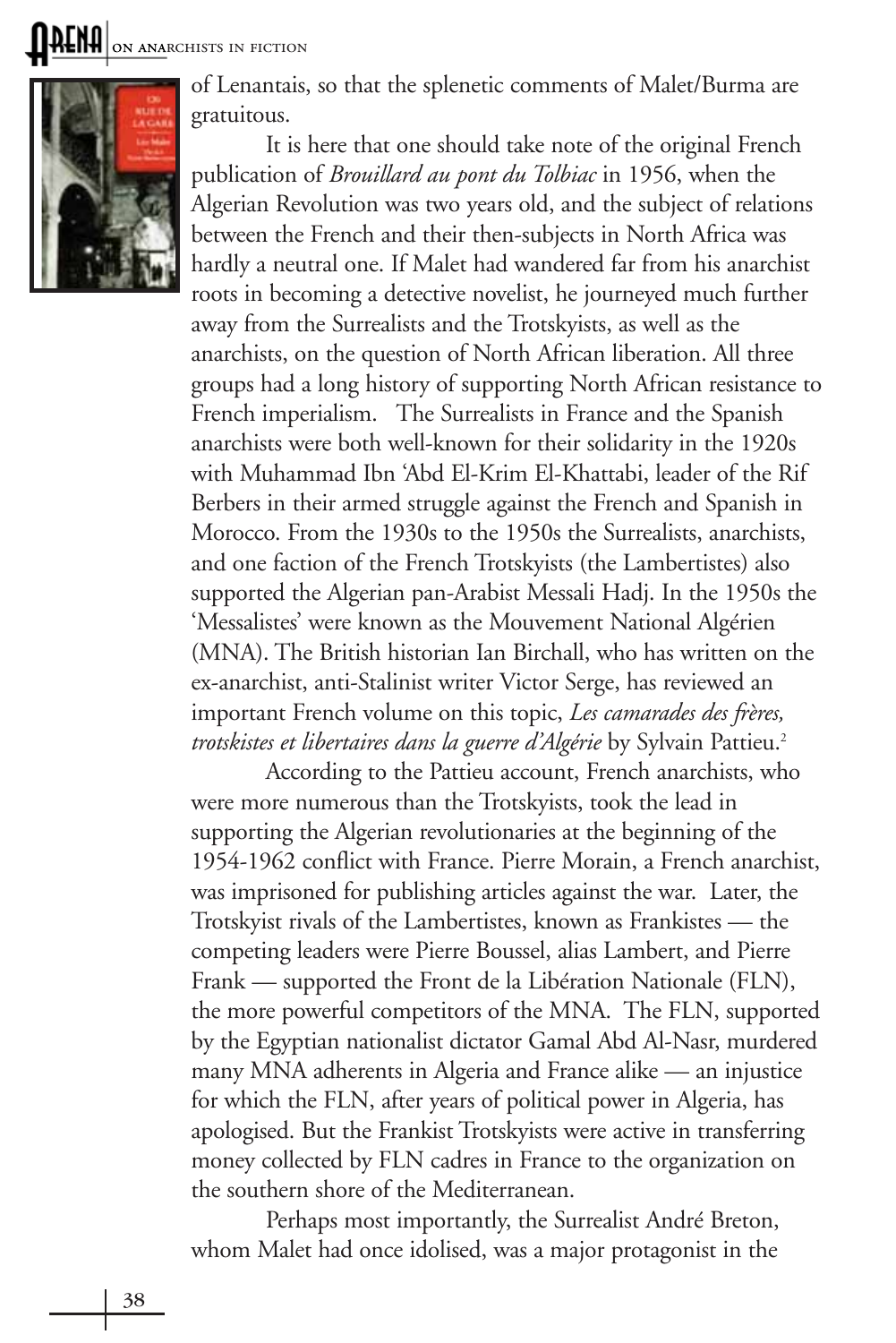of Lenantais, so that the splenetic comments of Malet/Burma are gratuitous.

It is here that one should take note of the original French publication of *Brouillard au pont du Tolbiac* in 1956, when the Algerian Revolution was two years old, and the subject of relations between the French and their then-subjects in North Africa was hardly a neutral one. If Malet had wandered far from his anarchist roots in becoming a detective novelist, he journeyed much further away from the Surrealists and the Trotskyists, as well as the anarchists, on the question of North African liberation. All three groups had a long history of supporting North African resistance to French imperialism. The Surrealists in France and the Spanish anarchists were both well-known for their solidarity in the 1920s with Muhammad Ibn 'Abd El-Krim El-Khattabi, leader of the Rif Berbers in their armed struggle against the French and Spanish in Morocco. From the 1930s to the 1950s the Surrealists, anarchists, and one faction of the French Trotskyists (the Lambertistes) also supported the Algerian pan-Arabist Messali Hadj. In the 1950s the 'Messalistes' were known as the Mouvement National Algérien (MNA). The British historian Ian Birchall, who has written on the ex-anarchist, anti-Stalinist writer Victor Serge, has reviewed an important French volume on this topic, *Les camarades des frères, trotskistes et libertaires dans la guerre d'Algérie* by Sylvain Pattieu.[2]

According to the Pattieu account, French anarchists, who were more numerous than the Trotskyists, took the lead in supporting the Algerian revolutionaries at the beginning of the 1954-1962 conflict with France. Pierre Morain, a French anarchist, was imprisoned for publishing articles against the war. Later, the Trotskyist rivals of the Lambertistes, known as Frankistes — the competing leaders were Pierre Boussel, alias Lambert, and Pierre Frank — supported the Front de la Libération Nationale (FLN), the more powerful competitors of the MNA. The FLN, supported by the Egyptian nationalist dictator Gamal Abd Al-Nasr, murdered many MNA adherents in Algeria and France alike — an injustice for which the FLN, after years of political power in Algeria, has apologised. But the Frankist Trotskyists were active in transferring money collected by FLN cadres in France to the organization on the southern shore of the Mediterranean.

Perhaps most importantly, the Surrealist André Breton, whom Malet had once idolised, was a major protagonist in the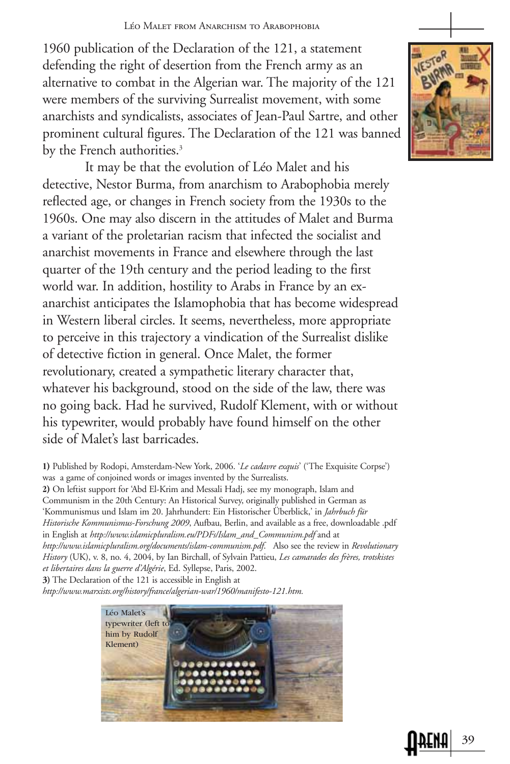1960 publication of the Declaration of the 121, a statement defending the right of desertion from the French army as an alternative to combat in the Algerian war. The majority of the 121 were members of the surviving Surrealist movement, with some anarchists and syndicalists, associates of Jean-Paul Sartre, and other prominent cultural figures. The Declaration of the 121 was banned by the French authorities.[3]

It may be that the evolution of Léo Malet and his detective, Nestor Burma, from anarchism to Arabophobia merely reflected age, or changes in French society from the 1930s to the 1960s. One may also discern in the attitudes of Malet and Burma a variant of the proletarian racism that infected the socialist and anarchist movements in France and elsewhere through the last quarter of the 19th century and the period leading to the first world war. In addition, hostility to Arabs in France by an ex-anarchist anticipates the Islamophobia that has become widespread in Western liberal circles. It seems, nevertheless, more appropriate to perceive in this trajectory a vindication of the Surrealist dislike of detective fiction in general. Once Malet, the former revolutionary, created a sympathetic literary character that, whatever his background, stood on the side of the law, there was no going back. Had he survived, Rudolf Klement, with or without his typewriter, would probably have found himself on the other side of Malet's last barricades.

**1)** Published by Rodopi, Amsterdam-New York, 2006. '*Le cadavre exquis*' ('The Exquisite Corpse') was a game of conjoined words or images invented by the Surrealists.

**2)** On leftist support for 'Abd El-Krim and Messali Hadj, see my monograph, Islam and Communism in the 20th Century: An Historical Survey, originally published in German as 'Kommunismus und Islam im 20. Jahrhundert: Ein Historischer Überblick,' in *Jahrbuch für Historische Kommunismus-Forschung 2009*, Aufbau, Berlin, and available as a free, downloadable .pdf in English at *http://www.islamicpluralism.eu/PDFs/Islam_and_Communism.pdf* and at *http://www.islamicpluralism.org/documents/islam-communism.pdf.* Also see the review in *Revolutionary History* (UK), v. 8, no. 4, 2004, by Ian Birchall, of Sylvain Pattieu, *Les camarades des frères, trotskistes et libertaires dans la guerre d'Algérie*, Ed. Syllepse, Paris, 2002.

**3)** The Declaration of the 121 is accessible in English at *http://www.marxists.org/history/france/algerian-war/1960/manifesto-121.htm.*

Léo Malet's typewriter (left to him by Rudolf Klement)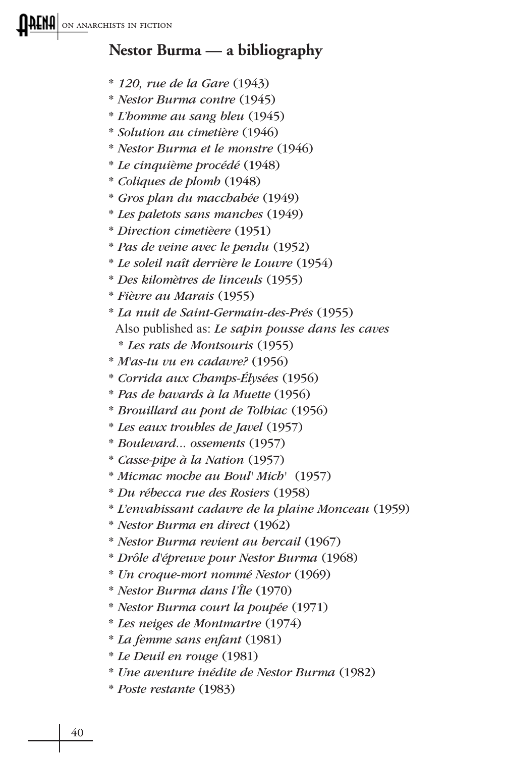## Nestor Burma — a bibliography

* *120, rue de la Gare* (1943)
* *Nestor Burma contre* (1945)
* *L'homme au sang bleu* (1945)
* *Solution au cimetière* (1946)
* *Nestor Burma et le monstre* (1946)
* *Le cinquième procédé* (1948)
* *Coliques de plomb* (1948)
* *Gros plan du macchabée* (1949)
* *Les paletots sans manches* (1949)
* *Direction cimetièere* (1951)
* *Pas de veine avec le pendu* (1952)
* *Le soleil naît derrière le Louvre* (1954)
* *Des kilomètres de linceuls* (1955)
* *Fièvre au Marais* (1955)
* *La nuit de Saint-Germain-des-Prés* (1955)
  Also published as: *Le sapin pousse dans les caves*
  * *Les rats de Montsouris* (1955)
* *M'as-tu vu en cadavre?* (1956)
* *Corrida aux Champs-Élysées* (1956)
* *Pas de bavards à la Muette* (1956)
* *Brouillard au pont de Tolbiac* (1956)
* *Les eaux troubles de Javel* (1957)
* *Boulevard... ossements* (1957)
* *Casse-pipe à la Nation* (1957)
* *Micmac moche au Boul' Mich'* (1957)
* *Du rébecca rue des Rosiers* (1958)
* *L'envahissant cadavre de la plaine Monceau* (1959)
* *Nestor Burma en direct* (1962)
* *Nestor Burma revient au bercail* (1967)
* *Drôle d'épreuve pour Nestor Burma* (1968)
* *Un croque-mort nommé Nestor* (1969)
* *Nestor Burma dans l'Île* (1970)
* *Nestor Burma court la poupée* (1971)
* *Les neiges de Montmartre* (1974)
* *La femme sans enfant* (1981)
* *Le Deuil en rouge* (1981)
* *Une aventure inédite de Nestor Burma* (1982)
* *Poste restante* (1983)